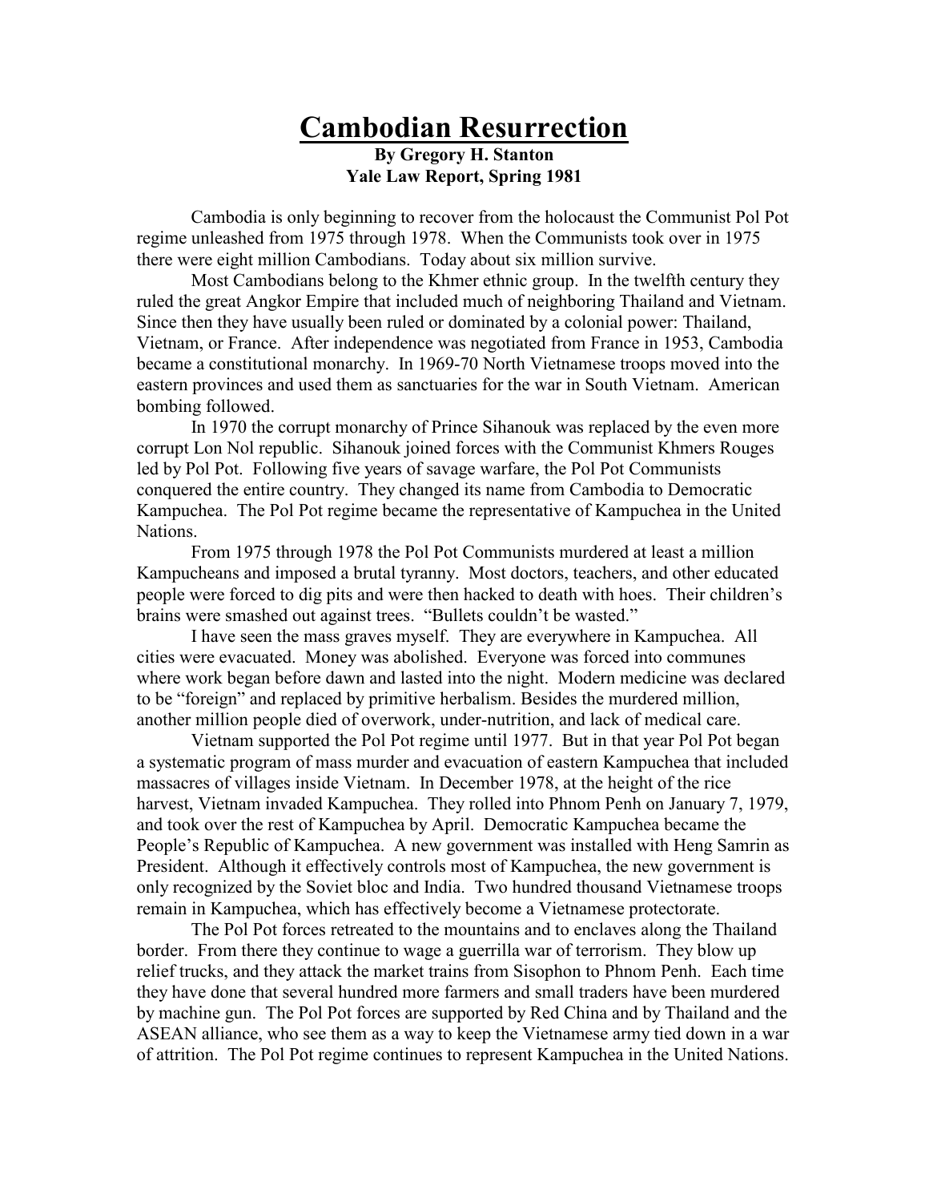# Cambodian Resurrection

**By Gregory H. Stanton**
**Yale Law Report, Spring 1981**

Cambodia is only beginning to recover from the holocaust the Communist Pol Pot regime unleashed from 1975 through 1978. When the Communists took over in 1975 there were eight million Cambodians. Today about six million survive.

Most Cambodians belong to the Khmer ethnic group. In the twelfth century they ruled the great Angkor Empire that included much of neighboring Thailand and Vietnam. Since then they have usually been ruled or dominated by a colonial power: Thailand, Vietnam, or France. After independence was negotiated from France in 1953, Cambodia became a constitutional monarchy. In 1969-70 North Vietnamese troops moved into the eastern provinces and used them as sanctuaries for the war in South Vietnam. American bombing followed.

In 1970 the corrupt monarchy of Prince Sihanouk was replaced by the even more corrupt Lon Nol republic. Sihanouk joined forces with the Communist Khmers Rouges led by Pol Pot. Following five years of savage warfare, the Pol Pot Communists conquered the entire country. They changed its name from Cambodia to Democratic Kampuchea. The Pol Pot regime became the representative of Kampuchea in the United Nations.

From 1975 through 1978 the Pol Pot Communists murdered at least a million Kampucheans and imposed a brutal tyranny. Most doctors, teachers, and other educated people were forced to dig pits and were then hacked to death with hoes. Their children's brains were smashed out against trees. "Bullets couldn't be wasted."

I have seen the mass graves myself. They are everywhere in Kampuchea. All cities were evacuated. Money was abolished. Everyone was forced into communes where work began before dawn and lasted into the night. Modern medicine was declared to be "foreign" and replaced by primitive herbalism. Besides the murdered million, another million people died of overwork, under-nutrition, and lack of medical care.

Vietnam supported the Pol Pot regime until 1977. But in that year Pol Pot began a systematic program of mass murder and evacuation of eastern Kampuchea that included massacres of villages inside Vietnam. In December 1978, at the height of the rice harvest, Vietnam invaded Kampuchea. They rolled into Phnom Penh on January 7, 1979, and took over the rest of Kampuchea by April. Democratic Kampuchea became the People's Republic of Kampuchea. A new government was installed with Heng Samrin as President. Although it effectively controls most of Kampuchea, the new government is only recognized by the Soviet bloc and India. Two hundred thousand Vietnamese troops remain in Kampuchea, which has effectively become a Vietnamese protectorate.

The Pol Pot forces retreated to the mountains and to enclaves along the Thailand border. From there they continue to wage a guerrilla war of terrorism. They blow up relief trucks, and they attack the market trains from Sisophon to Phnom Penh. Each time they have done that several hundred more farmers and small traders have been murdered by machine gun. The Pol Pot forces are supported by Red China and by Thailand and the ASEAN alliance, who see them as a way to keep the Vietnamese army tied down in a war of attrition. The Pol Pot regime continues to represent Kampuchea in the United Nations.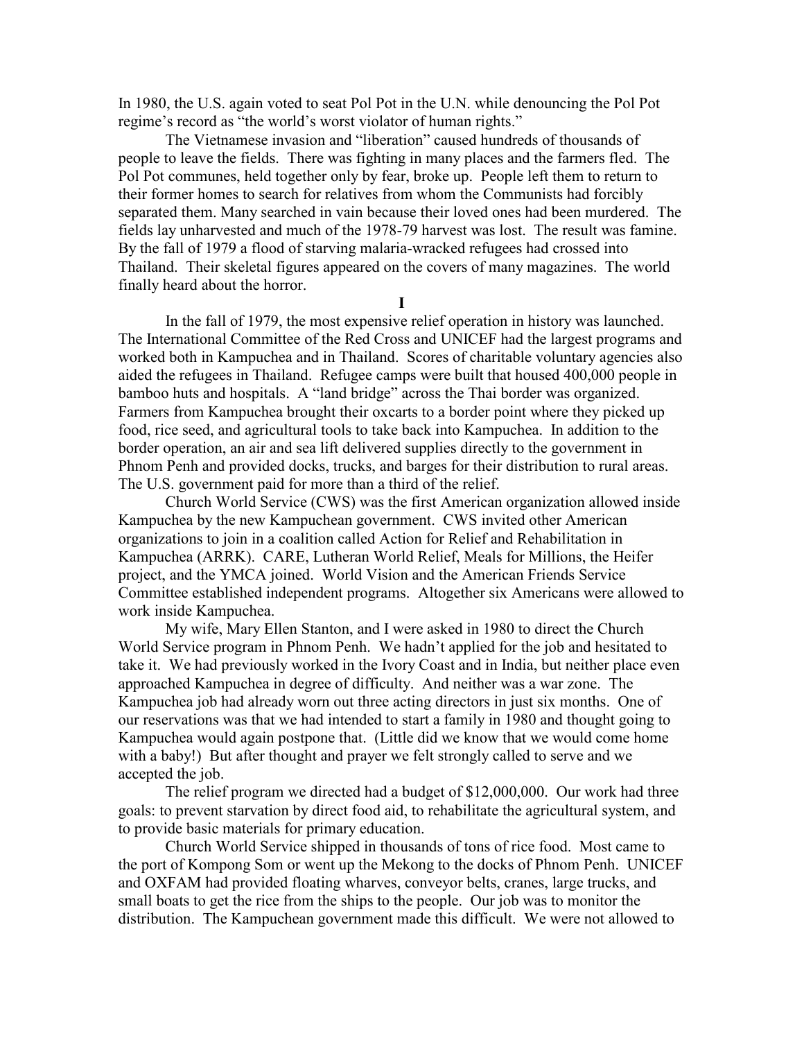In 1980, the U.S. again voted to seat Pol Pot in the U.N. while denouncing the Pol Pot regime's record as "the world's worst violator of human rights."

The Vietnamese invasion and "liberation" caused hundreds of thousands of people to leave the fields. There was fighting in many places and the farmers fled. The Pol Pot communes, held together only by fear, broke up. People left them to return to their former homes to search for relatives from whom the Communists had forcibly separated them. Many searched in vain because their loved ones had been murdered. The fields lay unharvested and much of the 1978-79 harvest was lost. The result was famine. By the fall of 1979 a flood of starving malaria-wracked refugees had crossed into Thailand. Their skeletal figures appeared on the covers of many magazines. The world finally heard about the horror.

## I

In the fall of 1979, the most expensive relief operation in history was launched. The International Committee of the Red Cross and UNICEF had the largest programs and worked both in Kampuchea and in Thailand. Scores of charitable voluntary agencies also aided the refugees in Thailand. Refugee camps were built that housed 400,000 people in bamboo huts and hospitals. A "land bridge" across the Thai border was organized. Farmers from Kampuchea brought their oxcarts to a border point where they picked up food, rice seed, and agricultural tools to take back into Kampuchea. In addition to the border operation, an air and sea lift delivered supplies directly to the government in Phnom Penh and provided docks, trucks, and barges for their distribution to rural areas. The U.S. government paid for more than a third of the relief.

Church World Service (CWS) was the first American organization allowed inside Kampuchea by the new Kampuchean government. CWS invited other American organizations to join in a coalition called Action for Relief and Rehabilitation in Kampuchea (ARRK). CARE, Lutheran World Relief, Meals for Millions, the Heifer project, and the YMCA joined. World Vision and the American Friends Service Committee established independent programs. Altogether six Americans were allowed to work inside Kampuchea.

My wife, Mary Ellen Stanton, and I were asked in 1980 to direct the Church World Service program in Phnom Penh. We hadn't applied for the job and hesitated to take it. We had previously worked in the Ivory Coast and in India, but neither place even approached Kampuchea in degree of difficulty. And neither was a war zone. The Kampuchea job had already worn out three acting directors in just six months. One of our reservations was that we had intended to start a family in 1980 and thought going to Kampuchea would again postpone that. (Little did we know that we would come home with a baby!) But after thought and prayer we felt strongly called to serve and we accepted the job.

The relief program we directed had a budget of $12,000,000. Our work had three goals: to prevent starvation by direct food aid, to rehabilitate the agricultural system, and to provide basic materials for primary education.

Church World Service shipped in thousands of tons of rice food. Most came to the port of Kompong Som or went up the Mekong to the docks of Phnom Penh. UNICEF and OXFAM had provided floating wharves, conveyor belts, cranes, large trucks, and small boats to get the rice from the ships to the people. Our job was to monitor the distribution. The Kampuchean government made this difficult. We were not allowed to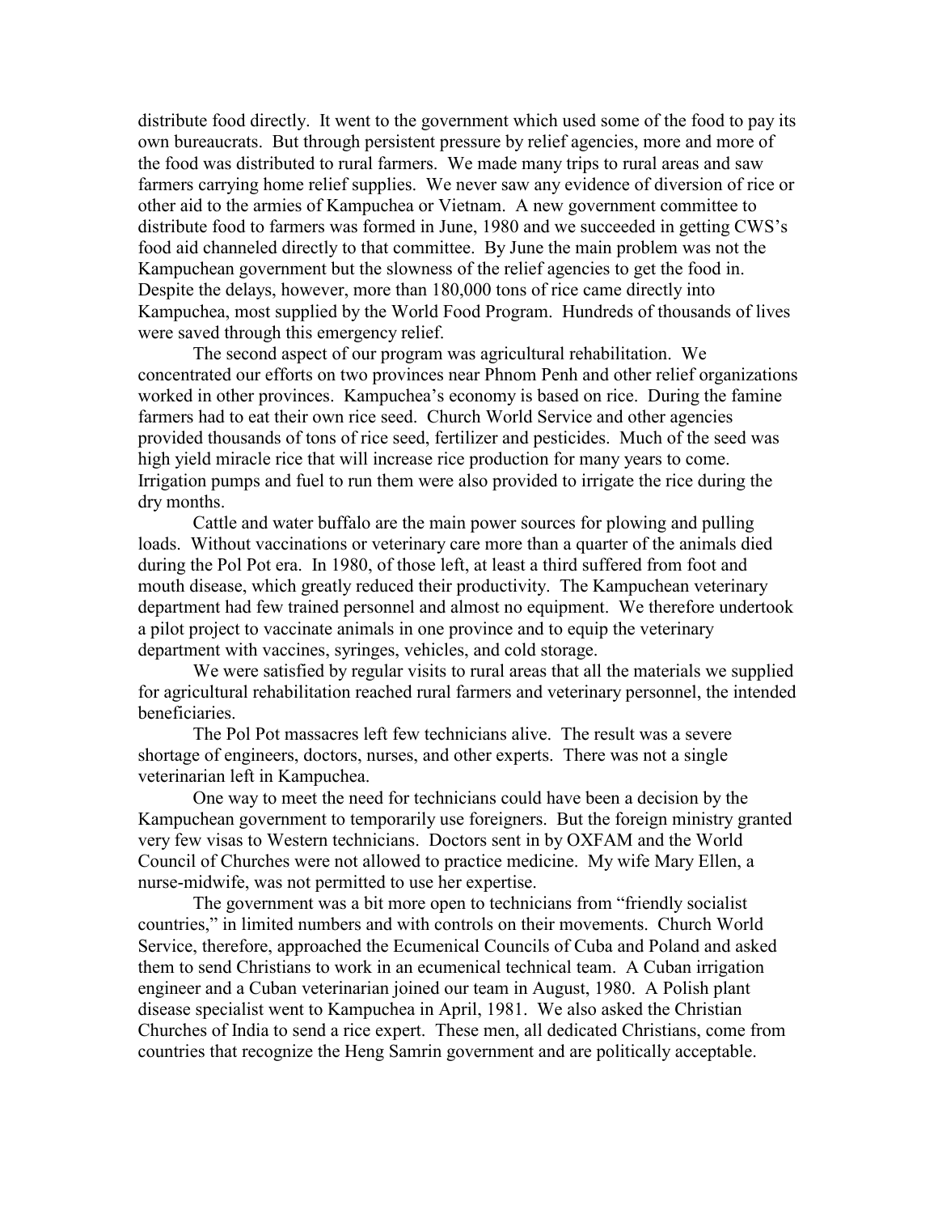distribute food directly. It went to the government which used some of the food to pay its own bureaucrats. But through persistent pressure by relief agencies, more and more of the food was distributed to rural farmers. We made many trips to rural areas and saw farmers carrying home relief supplies. We never saw any evidence of diversion of rice or other aid to the armies of Kampuchea or Vietnam. A new government committee to distribute food to farmers was formed in June, 1980 and we succeeded in getting CWS's food aid channeled directly to that committee. By June the main problem was not the Kampuchean government but the slowness of the relief agencies to get the food in. Despite the delays, however, more than 180,000 tons of rice came directly into Kampuchea, most supplied by the World Food Program. Hundreds of thousands of lives were saved through this emergency relief.

The second aspect of our program was agricultural rehabilitation. We concentrated our efforts on two provinces near Phnom Penh and other relief organizations worked in other provinces. Kampuchea's economy is based on rice. During the famine farmers had to eat their own rice seed. Church World Service and other agencies provided thousands of tons of rice seed, fertilizer and pesticides. Much of the seed was high yield miracle rice that will increase rice production for many years to come. Irrigation pumps and fuel to run them were also provided to irrigate the rice during the dry months.

Cattle and water buffalo are the main power sources for plowing and pulling loads. Without vaccinations or veterinary care more than a quarter of the animals died during the Pol Pot era. In 1980, of those left, at least a third suffered from foot and mouth disease, which greatly reduced their productivity. The Kampuchean veterinary department had few trained personnel and almost no equipment. We therefore undertook a pilot project to vaccinate animals in one province and to equip the veterinary department with vaccines, syringes, vehicles, and cold storage.

We were satisfied by regular visits to rural areas that all the materials we supplied for agricultural rehabilitation reached rural farmers and veterinary personnel, the intended beneficiaries.

The Pol Pot massacres left few technicians alive. The result was a severe shortage of engineers, doctors, nurses, and other experts. There was not a single veterinarian left in Kampuchea.

One way to meet the need for technicians could have been a decision by the Kampuchean government to temporarily use foreigners. But the foreign ministry granted very few visas to Western technicians. Doctors sent in by OXFAM and the World Council of Churches were not allowed to practice medicine. My wife Mary Ellen, a nurse-midwife, was not permitted to use her expertise.

The government was a bit more open to technicians from "friendly socialist countries," in limited numbers and with controls on their movements. Church World Service, therefore, approached the Ecumenical Councils of Cuba and Poland and asked them to send Christians to work in an ecumenical technical team. A Cuban irrigation engineer and a Cuban veterinarian joined our team in August, 1980. A Polish plant disease specialist went to Kampuchea in April, 1981. We also asked the Christian Churches of India to send a rice expert. These men, all dedicated Christians, come from countries that recognize the Heng Samrin government and are politically acceptable.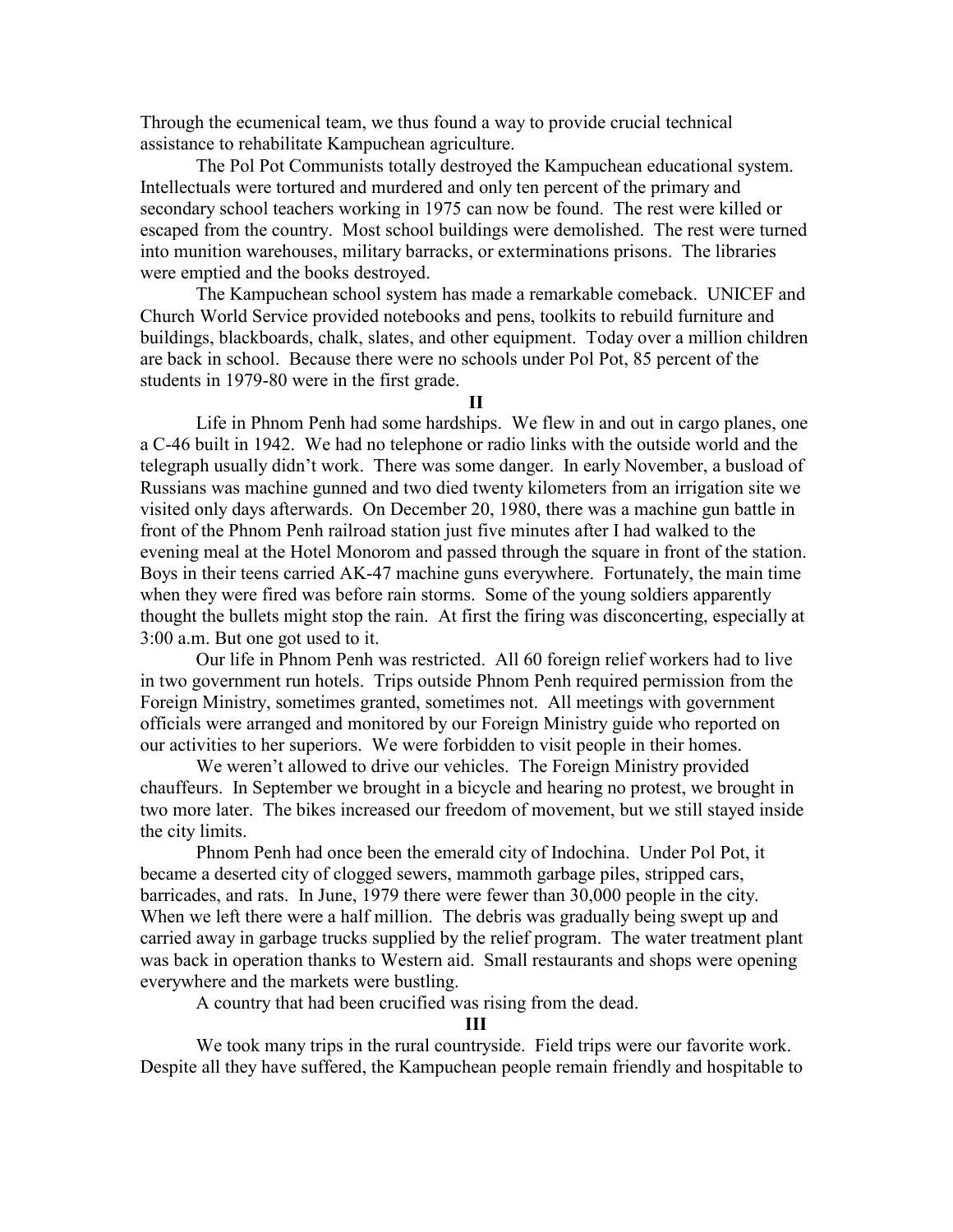Through the ecumenical team, we thus found a way to provide crucial technical assistance to rehabilitate Kampuchean agriculture.

The Pol Pot Communists totally destroyed the Kampuchean educational system. Intellectuals were tortured and murdered and only ten percent of the primary and secondary school teachers working in 1975 can now be found. The rest were killed or escaped from the country. Most school buildings were demolished. The rest were turned into munition warehouses, military barracks, or exterminations prisons. The libraries were emptied and the books destroyed.

The Kampuchean school system has made a remarkable comeback. UNICEF and Church World Service provided notebooks and pens, toolkits to rebuild furniture and buildings, blackboards, chalk, slates, and other equipment. Today over a million children are back in school. Because there were no schools under Pol Pot, 85 percent of the students in 1979-80 were in the first grade.

**II**

Life in Phnom Penh had some hardships. We flew in and out in cargo planes, one a C-46 built in 1942. We had no telephone or radio links with the outside world and the telegraph usually didn't work. There was some danger. In early November, a busload of Russians was machine gunned and two died twenty kilometers from an irrigation site we visited only days afterwards. On December 20, 1980, there was a machine gun battle in front of the Phnom Penh railroad station just five minutes after I had walked to the evening meal at the Hotel Monorom and passed through the square in front of the station. Boys in their teens carried AK-47 machine guns everywhere. Fortunately, the main time when they were fired was before rain storms. Some of the young soldiers apparently thought the bullets might stop the rain. At first the firing was disconcerting, especially at 3:00 a.m. But one got used to it.

Our life in Phnom Penh was restricted. All 60 foreign relief workers had to live in two government run hotels. Trips outside Phnom Penh required permission from the Foreign Ministry, sometimes granted, sometimes not. All meetings with government officials were arranged and monitored by our Foreign Ministry guide who reported on our activities to her superiors. We were forbidden to visit people in their homes.

We weren't allowed to drive our vehicles. The Foreign Ministry provided chauffeurs. In September we brought in a bicycle and hearing no protest, we brought in two more later. The bikes increased our freedom of movement, but we still stayed inside the city limits.

Phnom Penh had once been the emerald city of Indochina. Under Pol Pot, it became a deserted city of clogged sewers, mammoth garbage piles, stripped cars, barricades, and rats. In June, 1979 there were fewer than 30,000 people in the city. When we left there were a half million. The debris was gradually being swept up and carried away in garbage trucks supplied by the relief program. The water treatment plant was back in operation thanks to Western aid. Small restaurants and shops were opening everywhere and the markets were bustling.

A country that had been crucified was rising from the dead.

**III**

We took many trips in the rural countryside. Field trips were our favorite work. Despite all they have suffered, the Kampuchean people remain friendly and hospitable to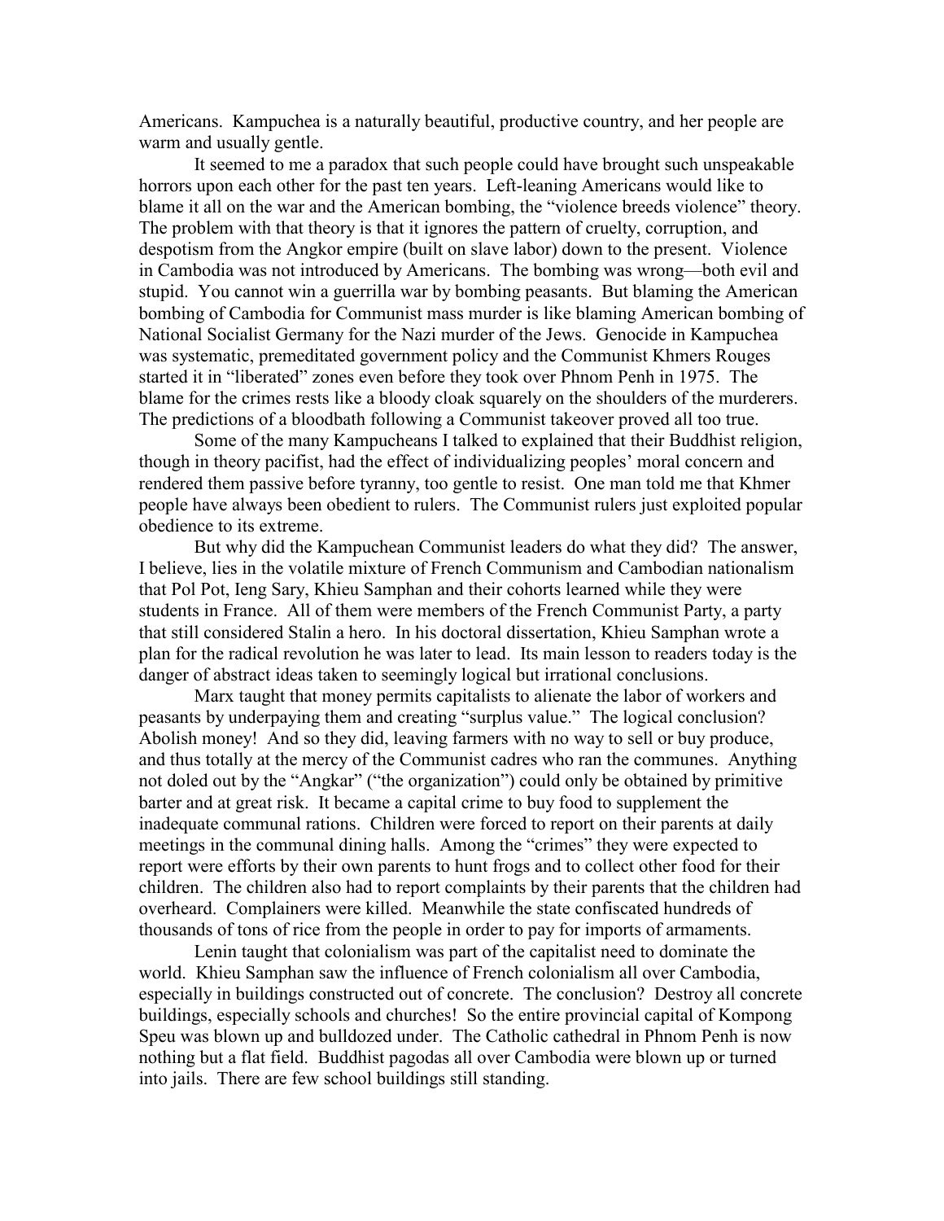Americans. Kampuchea is a naturally beautiful, productive country, and her people are warm and usually gentle.

It seemed to me a paradox that such people could have brought such unspeakable horrors upon each other for the past ten years. Left-leaning Americans would like to blame it all on the war and the American bombing, the "violence breeds violence" theory. The problem with that theory is that it ignores the pattern of cruelty, corruption, and despotism from the Angkor empire (built on slave labor) down to the present. Violence in Cambodia was not introduced by Americans. The bombing was wrong—both evil and stupid. You cannot win a guerrilla war by bombing peasants. But blaming the American bombing of Cambodia for Communist mass murder is like blaming American bombing of National Socialist Germany for the Nazi murder of the Jews. Genocide in Kampuchea was systematic, premeditated government policy and the Communist Khmers Rouges started it in "liberated" zones even before they took over Phnom Penh in 1975. The blame for the crimes rests like a bloody cloak squarely on the shoulders of the murderers. The predictions of a bloodbath following a Communist takeover proved all too true.

Some of the many Kampucheans I talked to explained that their Buddhist religion, though in theory pacifist, had the effect of individualizing peoples' moral concern and rendered them passive before tyranny, too gentle to resist. One man told me that Khmer people have always been obedient to rulers. The Communist rulers just exploited popular obedience to its extreme.

But why did the Kampuchean Communist leaders do what they did? The answer, I believe, lies in the volatile mixture of French Communism and Cambodian nationalism that Pol Pot, Ieng Sary, Khieu Samphan and their cohorts learned while they were students in France. All of them were members of the French Communist Party, a party that still considered Stalin a hero. In his doctoral dissertation, Khieu Samphan wrote a plan for the radical revolution he was later to lead. Its main lesson to readers today is the danger of abstract ideas taken to seemingly logical but irrational conclusions.

Marx taught that money permits capitalists to alienate the labor of workers and peasants by underpaying them and creating "surplus value." The logical conclusion? Abolish money! And so they did, leaving farmers with no way to sell or buy produce, and thus totally at the mercy of the Communist cadres who ran the communes. Anything not doled out by the "Angkar" ("the organization") could only be obtained by primitive barter and at great risk. It became a capital crime to buy food to supplement the inadequate communal rations. Children were forced to report on their parents at daily meetings in the communal dining halls. Among the "crimes" they were expected to report were efforts by their own parents to hunt frogs and to collect other food for their children. The children also had to report complaints by their parents that the children had overheard. Complainers were killed. Meanwhile the state confiscated hundreds of thousands of tons of rice from the people in order to pay for imports of armaments.

Lenin taught that colonialism was part of the capitalist need to dominate the world. Khieu Samphan saw the influence of French colonialism all over Cambodia, especially in buildings constructed out of concrete. The conclusion? Destroy all concrete buildings, especially schools and churches! So the entire provincial capital of Kompong Speu was blown up and bulldozed under. The Catholic cathedral in Phnom Penh is now nothing but a flat field. Buddhist pagodas all over Cambodia were blown up or turned into jails. There are few school buildings still standing.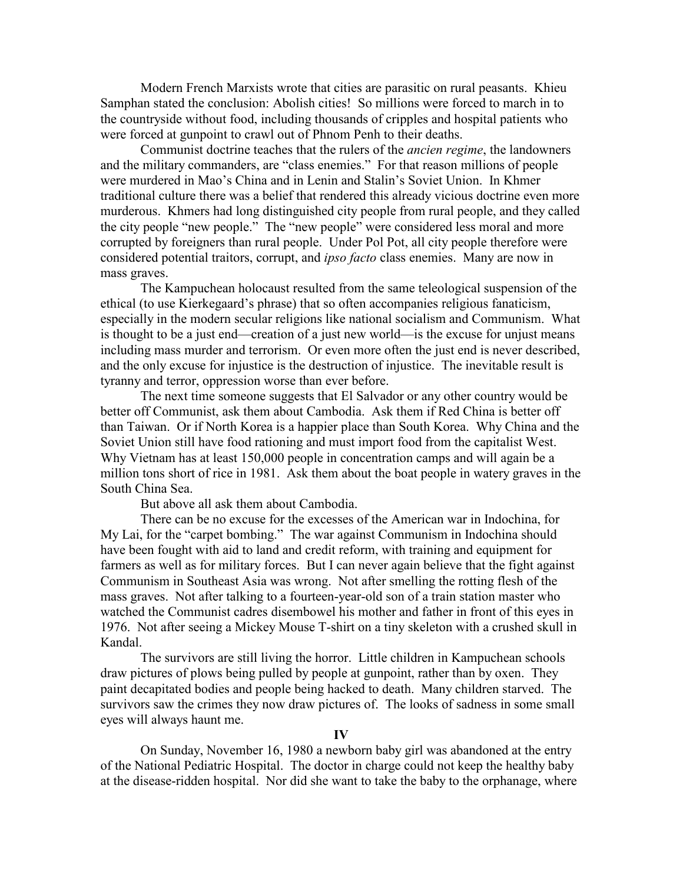Modern French Marxists wrote that cities are parasitic on rural peasants. Khieu Samphan stated the conclusion: Abolish cities! So millions were forced to march in to the countryside without food, including thousands of cripples and hospital patients who were forced at gunpoint to crawl out of Phnom Penh to their deaths.

Communist doctrine teaches that the rulers of the *ancien regime*, the landowners and the military commanders, are "class enemies." For that reason millions of people were murdered in Mao's China and in Lenin and Stalin's Soviet Union. In Khmer traditional culture there was a belief that rendered this already vicious doctrine even more murderous. Khmers had long distinguished city people from rural people, and they called the city people "new people." The "new people" were considered less moral and more corrupted by foreigners than rural people. Under Pol Pot, all city people therefore were considered potential traitors, corrupt, and *ipso facto* class enemies. Many are now in mass graves.

The Kampuchean holocaust resulted from the same teleological suspension of the ethical (to use Kierkegaard's phrase) that so often accompanies religious fanaticism, especially in the modern secular religions like national socialism and Communism. What is thought to be a just end—creation of a just new world—is the excuse for unjust means including mass murder and terrorism. Or even more often the just end is never described, and the only excuse for injustice is the destruction of injustice. The inevitable result is tyranny and terror, oppression worse than ever before.

The next time someone suggests that El Salvador or any other country would be better off Communist, ask them about Cambodia. Ask them if Red China is better off than Taiwan. Or if North Korea is a happier place than South Korea. Why China and the Soviet Union still have food rationing and must import food from the capitalist West. Why Vietnam has at least 150,000 people in concentration camps and will again be a million tons short of rice in 1981. Ask them about the boat people in watery graves in the South China Sea.

But above all ask them about Cambodia.

There can be no excuse for the excesses of the American war in Indochina, for My Lai, for the "carpet bombing." The war against Communism in Indochina should have been fought with aid to land and credit reform, with training and equipment for farmers as well as for military forces. But I can never again believe that the fight against Communism in Southeast Asia was wrong. Not after smelling the rotting flesh of the mass graves. Not after talking to a fourteen-year-old son of a train station master who watched the Communist cadres disembowel his mother and father in front of this eyes in 1976. Not after seeing a Mickey Mouse T-shirt on a tiny skeleton with a crushed skull in Kandal.

The survivors are still living the horror. Little children in Kampuchean schools draw pictures of plows being pulled by people at gunpoint, rather than by oxen. They paint decapitated bodies and people being hacked to death. Many children starved. The survivors saw the crimes they now draw pictures of. The looks of sadness in some small eyes will always haunt me.

## IV

On Sunday, November 16, 1980 a newborn baby girl was abandoned at the entry of the National Pediatric Hospital. The doctor in charge could not keep the healthy baby at the disease-ridden hospital. Nor did she want to take the baby to the orphanage, where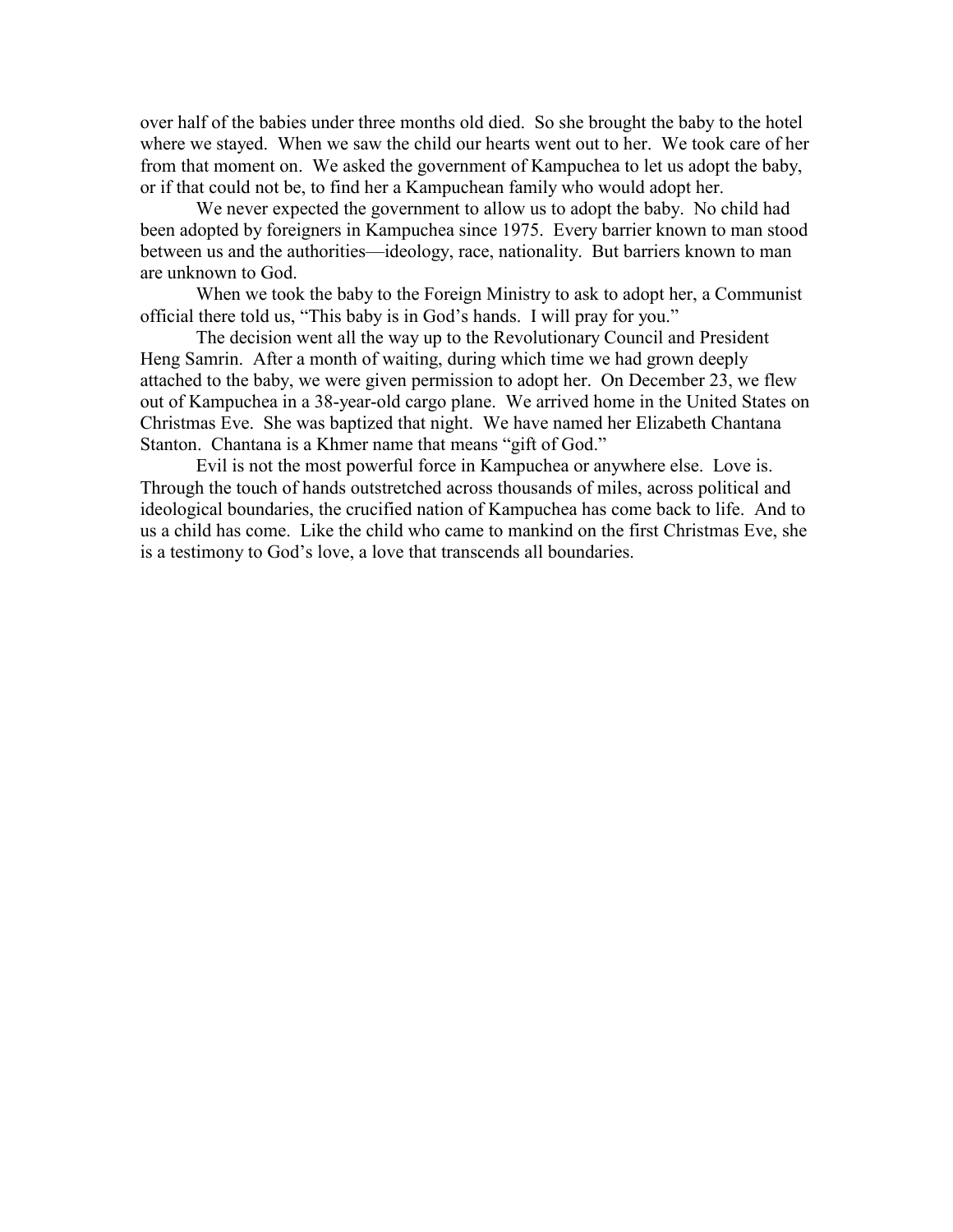over half of the babies under three months old died. So she brought the baby to the hotel where we stayed. When we saw the child our hearts went out to her. We took care of her from that moment on. We asked the government of Kampuchea to let us adopt the baby, or if that could not be, to find her a Kampuchean family who would adopt her.

We never expected the government to allow us to adopt the baby. No child had been adopted by foreigners in Kampuchea since 1975. Every barrier known to man stood between us and the authorities—ideology, race, nationality. But barriers known to man are unknown to God.

When we took the baby to the Foreign Ministry to ask to adopt her, a Communist official there told us, "This baby is in God's hands. I will pray for you."

The decision went all the way up to the Revolutionary Council and President Heng Samrin. After a month of waiting, during which time we had grown deeply attached to the baby, we were given permission to adopt her. On December 23, we flew out of Kampuchea in a 38-year-old cargo plane. We arrived home in the United States on Christmas Eve. She was baptized that night. We have named her Elizabeth Chantana Stanton. Chantana is a Khmer name that means "gift of God."

Evil is not the most powerful force in Kampuchea or anywhere else. Love is. Through the touch of hands outstretched across thousands of miles, across political and ideological boundaries, the crucified nation of Kampuchea has come back to life. And to us a child has come. Like the child who came to mankind on the first Christmas Eve, she is a testimony to God's love, a love that transcends all boundaries.